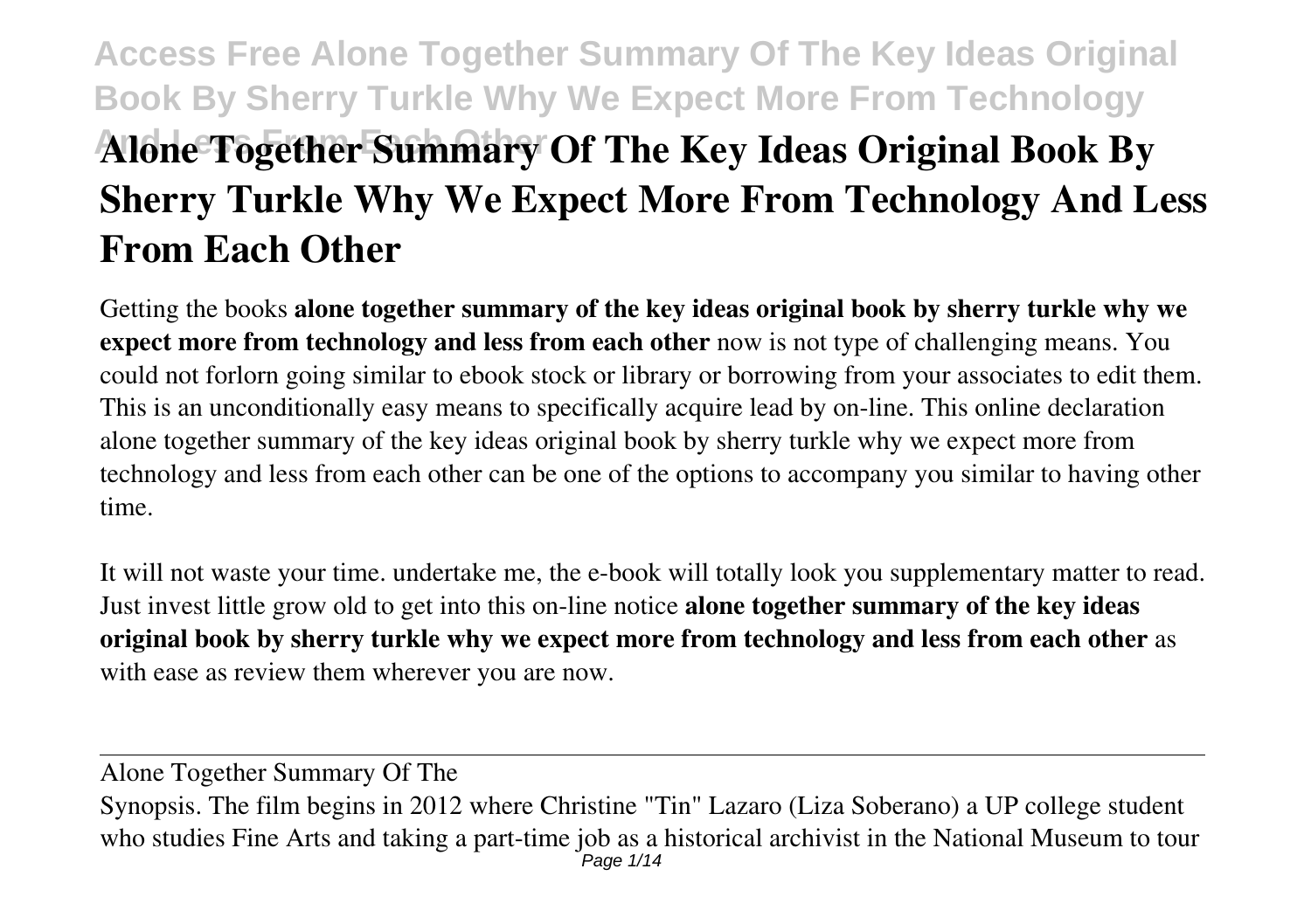# Alone Together Summary Of The Key Ideas Original Book By Sherry Turkle Why We Expect More From Technology And Less From Each Other

Getting the books **alone together summary of the key ideas original book by sherry turkle why we expect more from technology and less from each other** now is not type of challenging means. You could not forlorn going similar to ebook stock or library or borrowing from your associates to edit them. This is an unconditionally easy means to specifically acquire lead by on-line. This online declaration alone together summary of the key ideas original book by sherry turkle why we expect more from technology and less from each other can be one of the options to accompany you similar to having other time.

It will not waste your time. undertake me, the e-book will totally look you supplementary matter to read. Just invest little grow old to get into this on-line notice **alone together summary of the key ideas original book by sherry turkle why we expect more from technology and less from each other** as with ease as review them wherever you are now.

---

Alone Together Summary Of The

Synopsis. The film begins in 2012 where Christine "Tin" Lazaro (Liza Soberano) a UP college student who studies Fine Arts and taking a part-time job as a historical archivist in the National Museum to tour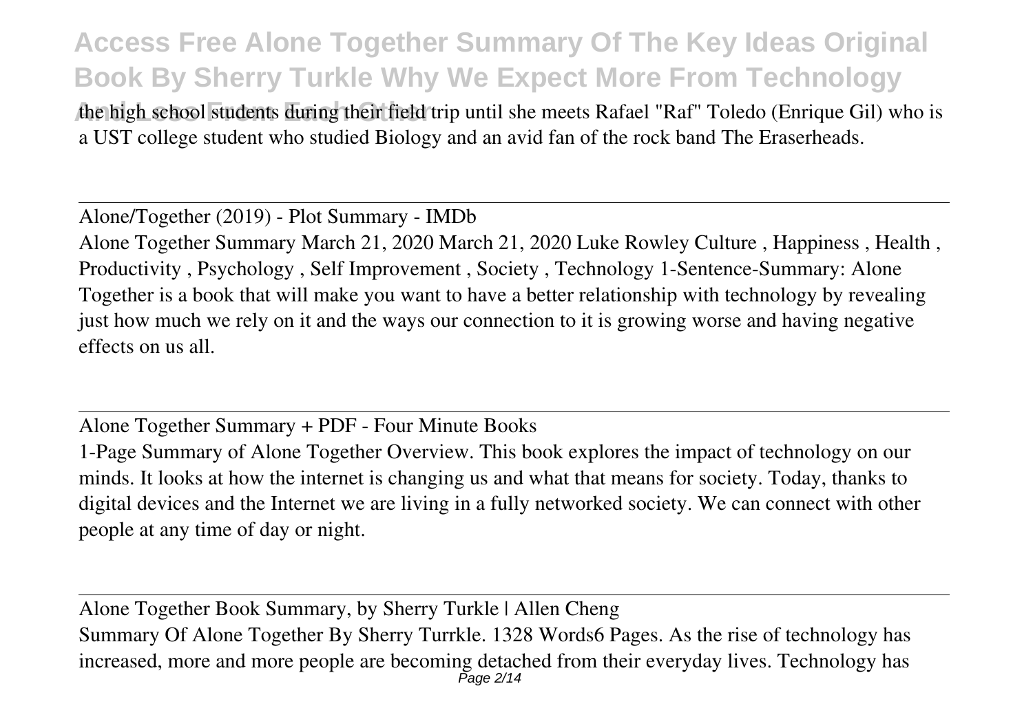the high school students during their field trip until she meets Rafael "Raf" Toledo (Enrique Gil) who is a UST college student who studied Biology and an avid fan of the rock band The Eraserheads.

Alone/Together (2019) - Plot Summary - IMDb

Alone Together Summary March 21, 2020 March 21, 2020 Luke Rowley Culture , Happiness , Health , Productivity , Psychology , Self Improvement , Society , Technology 1-Sentence-Summary: Alone Together is a book that will make you want to have a better relationship with technology by revealing just how much we rely on it and the ways our connection to it is growing worse and having negative effects on us all.

Alone Together Summary + PDF - Four Minute Books

1-Page Summary of Alone Together Overview. This book explores the impact of technology on our minds. It looks at how the internet is changing us and what that means for society. Today, thanks to digital devices and the Internet we are living in a fully networked society. We can connect with other people at any time of day or night.

Alone Together Book Summary, by Sherry Turkle | Allen Cheng

Summary Of Alone Together By Sherry Turrkle. 1328 Words6 Pages. As the rise of technology has increased, more and more people are becoming detached from their everyday lives. Technology has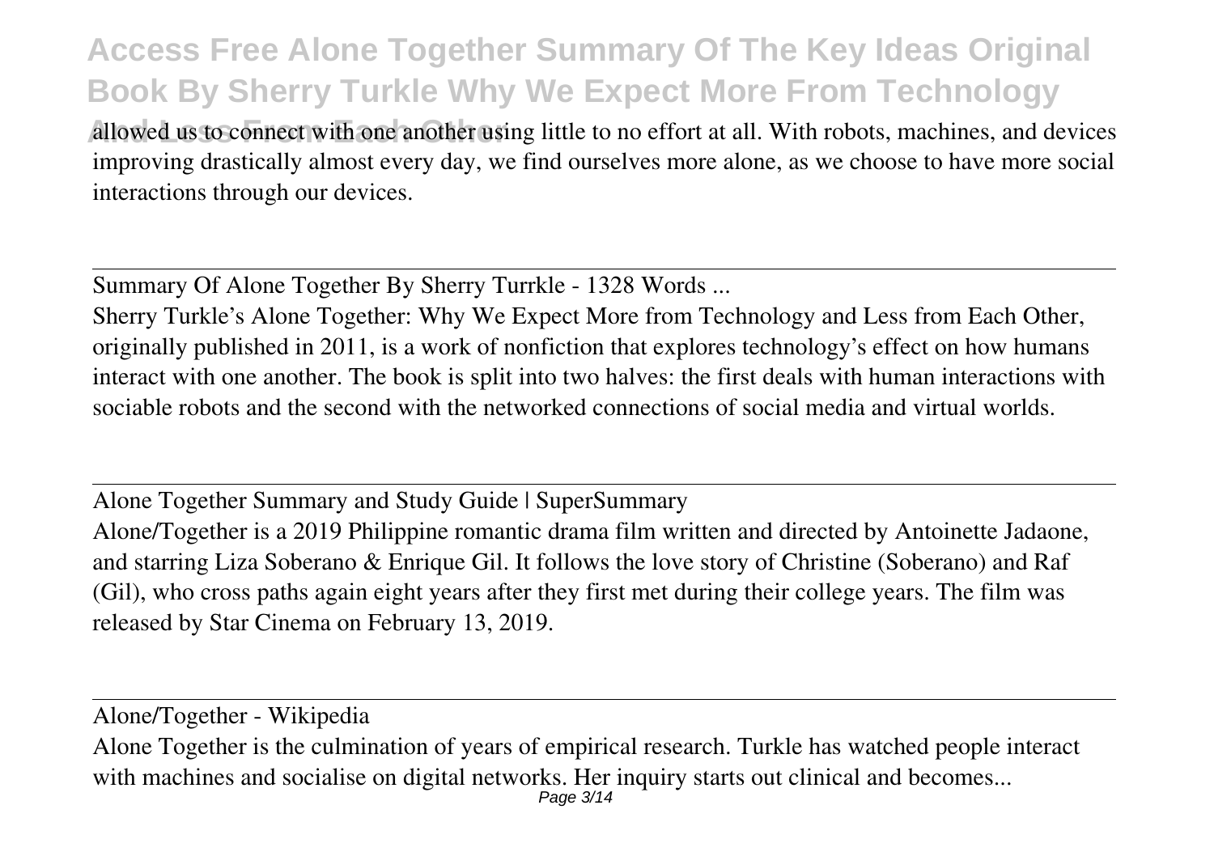allowed us to connect with one another using little to no effort at all. With robots, machines, and devices improving drastically almost every day, we find ourselves more alone, as we choose to have more social interactions through our devices.

Summary Of Alone Together By Sherry Turrkle - 1328 Words ...

Sherry Turkle's Alone Together: Why We Expect More from Technology and Less from Each Other, originally published in 2011, is a work of nonfiction that explores technology's effect on how humans interact with one another. The book is split into two halves: the first deals with human interactions with sociable robots and the second with the networked connections of social media and virtual worlds.

Alone Together Summary and Study Guide | SuperSummary

Alone/Together is a 2019 Philippine romantic drama film written and directed by Antoinette Jadaone, and starring Liza Soberano & Enrique Gil. It follows the love story of Christine (Soberano) and Raf (Gil), who cross paths again eight years after they first met during their college years. The film was released by Star Cinema on February 13, 2019.

Alone/Together - Wikipedia

Alone Together is the culmination of years of empirical research. Turkle has watched people interact with machines and socialise on digital networks. Her inquiry starts out clinical and becomes...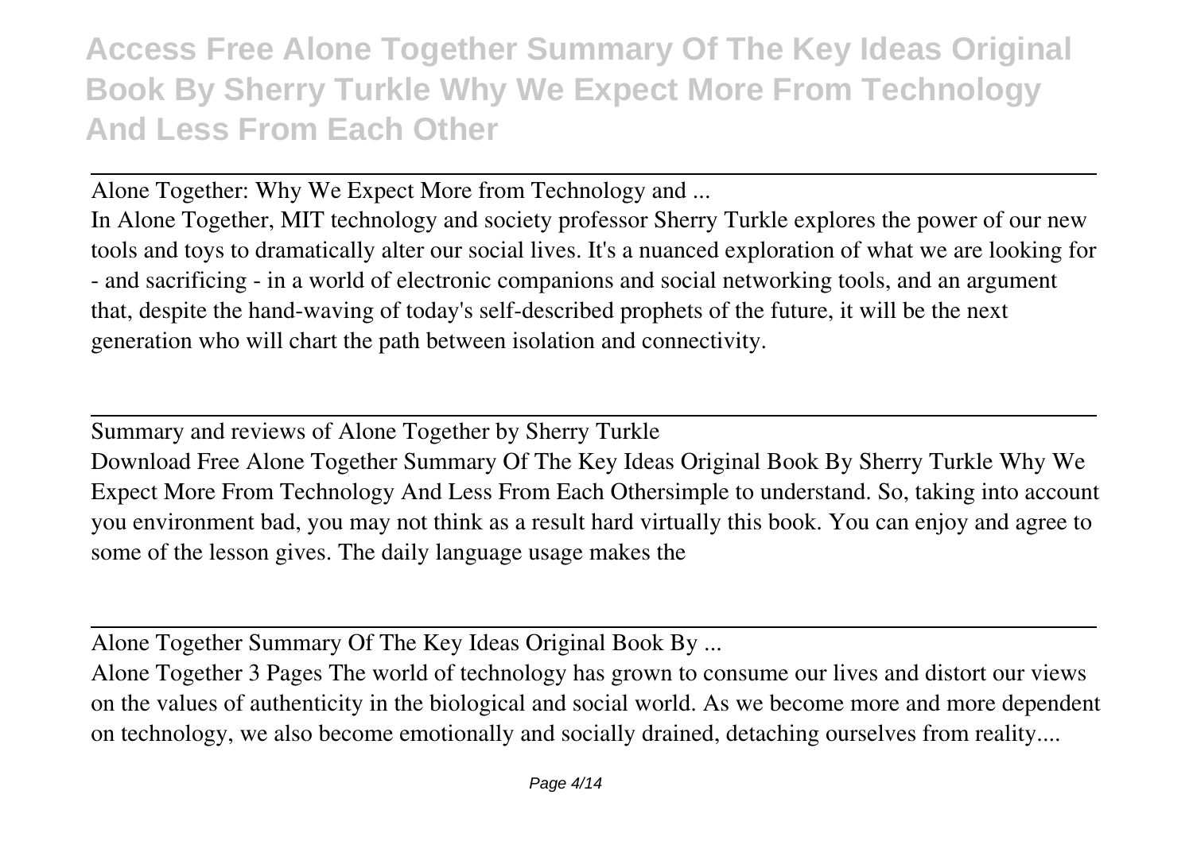Alone Together: Why We Expect More from Technology and ...

In Alone Together, MIT technology and society professor Sherry Turkle explores the power of our new tools and toys to dramatically alter our social lives. It's a nuanced exploration of what we are looking for - and sacrificing - in a world of electronic companions and social networking tools, and an argument that, despite the hand-waving of today's self-described prophets of the future, it will be the next generation who will chart the path between isolation and connectivity.

Summary and reviews of Alone Together by Sherry Turkle

Download Free Alone Together Summary Of The Key Ideas Original Book By Sherry Turkle Why We Expect More From Technology And Less From Each Othersimple to understand. So, taking into account you environment bad, you may not think as a result hard virtually this book. You can enjoy and agree to some of the lesson gives. The daily language usage makes the

Alone Together Summary Of The Key Ideas Original Book By ...

Alone Together 3 Pages The world of technology has grown to consume our lives and distort our views on the values of authenticity in the biological and social world. As we become more and more dependent on technology, we also become emotionally and socially drained, detaching ourselves from reality....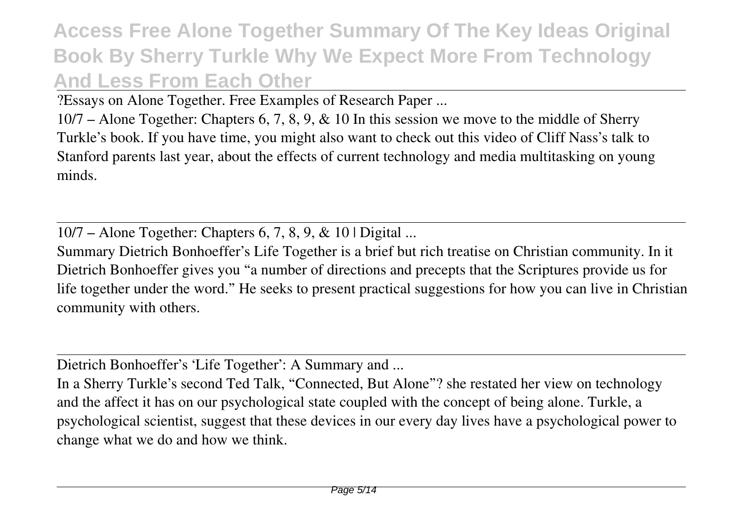?Essays on Alone Together. Free Examples of Research Paper ...

10/7 – Alone Together: Chapters 6, 7, 8, 9, & 10 In this session we move to the middle of Sherry Turkle's book. If you have time, you might also want to check out this video of Cliff Nass's talk to Stanford parents last year, about the effects of current technology and media multitasking on young minds.

10/7 – Alone Together: Chapters 6, 7, 8, 9, & 10 | Digital ...

Summary Dietrich Bonhoeffer's Life Together is a brief but rich treatise on Christian community. In it Dietrich Bonhoeffer gives you "a number of directions and precepts that the Scriptures provide us for life together under the word." He seeks to present practical suggestions for how you can live in Christian community with others.

Dietrich Bonhoeffer's 'Life Together': A Summary and ...

In a Sherry Turkle's second Ted Talk, "Connected, But Alone"? she restated her view on technology and the affect it has on our psychological state coupled with the concept of being alone. Turkle, a psychological scientist, suggest that these devices in our every day lives have a psychological power to change what we do and how we think.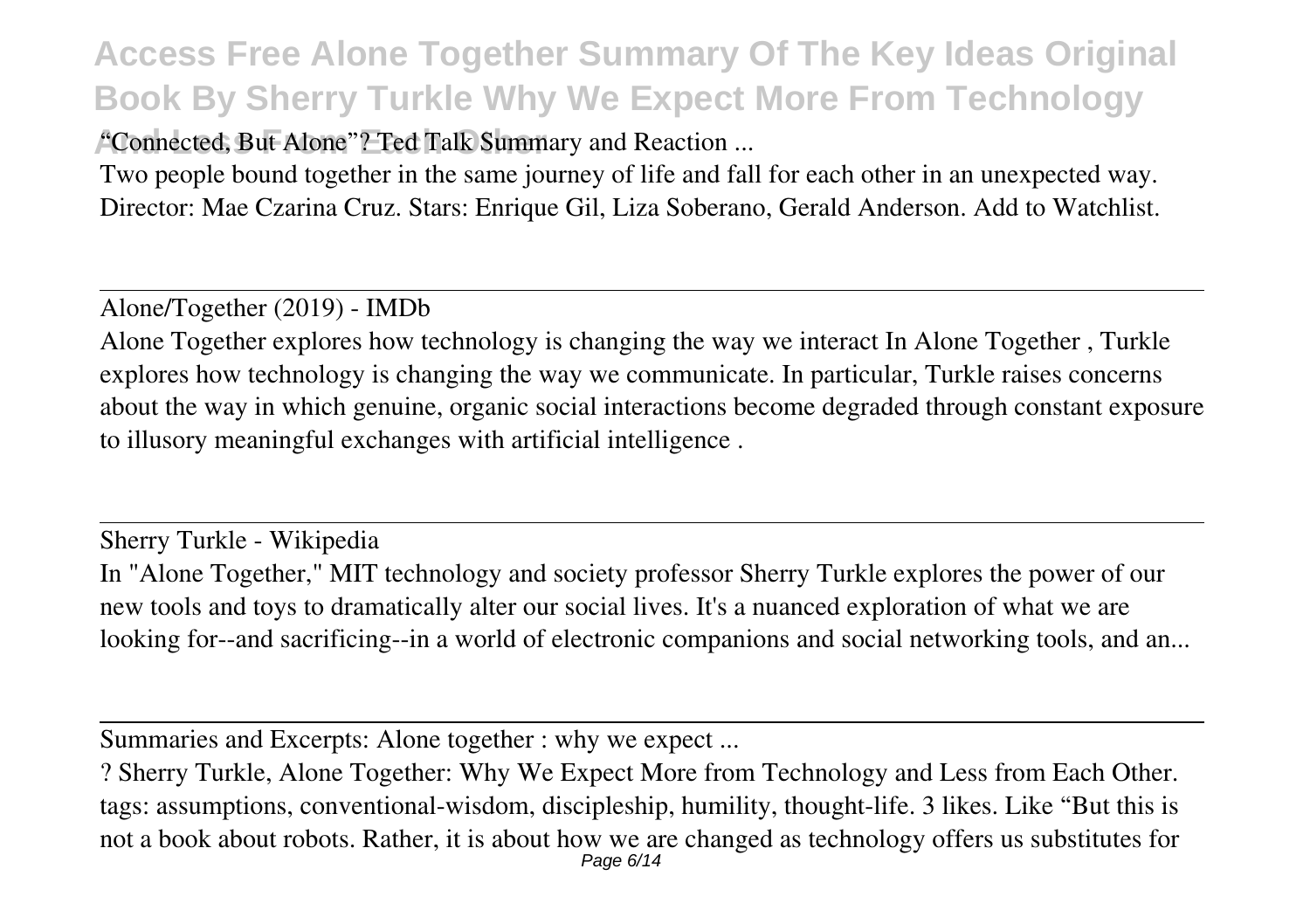"Connected, But Alone"? Ted Talk Summary and Reaction ...

Two people bound together in the same journey of life and fall for each other in an unexpected way. Director: Mae Czarina Cruz. Stars: Enrique Gil, Liza Soberano, Gerald Anderson. Add to Watchlist.

---

Alone/Together (2019) - IMDb

Alone Together explores how technology is changing the way we interact In Alone Together , Turkle explores how technology is changing the way we communicate. In particular, Turkle raises concerns about the way in which genuine, organic social interactions become degraded through constant exposure to illusory meaningful exchanges with artificial intelligence .

---

Sherry Turkle - Wikipedia

In "Alone Together," MIT technology and society professor Sherry Turkle explores the power of our new tools and toys to dramatically alter our social lives. It's a nuanced exploration of what we are looking for--and sacrificing--in a world of electronic companions and social networking tools, and an...

---

Summaries and Excerpts: Alone together : why we expect ...

? Sherry Turkle, Alone Together: Why We Expect More from Technology and Less from Each Other. tags: assumptions, conventional-wisdom, discipleship, humility, thought-life. 3 likes. Like "But this is not a book about robots. Rather, it is about how we are changed as technology offers us substitutes for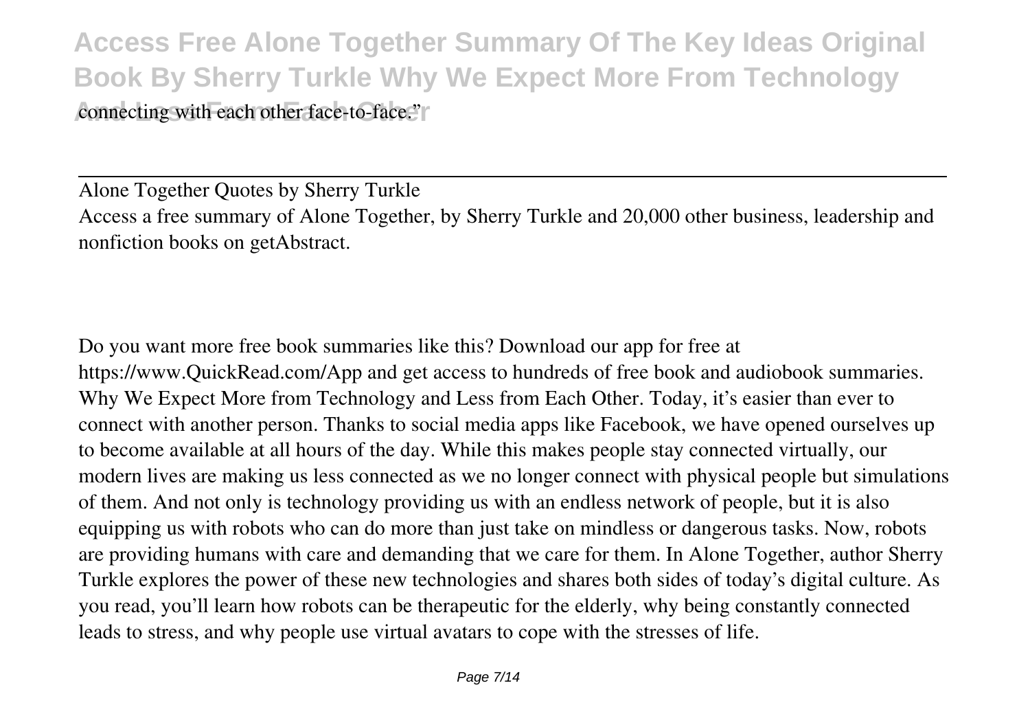connecting with each other face-to-face."

---

Alone Together Quotes by Sherry Turkle
Access a free summary of Alone Together, by Sherry Turkle and 20,000 other business, leadership and nonfiction books on getAbstract.

Do you want more free book summaries like this? Download our app for free at https://www.QuickRead.com/App and get access to hundreds of free book and audiobook summaries. Why We Expect More from Technology and Less from Each Other. Today, it's easier than ever to connect with another person. Thanks to social media apps like Facebook, we have opened ourselves up to become available at all hours of the day. While this makes people stay connected virtually, our modern lives are making us less connected as we no longer connect with physical people but simulations of them. And not only is technology providing us with an endless network of people, but it is also equipping us with robots who can do more than just take on mindless or dangerous tasks. Now, robots are providing humans with care and demanding that we care for them. In Alone Together, author Sherry Turkle explores the power of these new technologies and shares both sides of today's digital culture. As you read, you'll learn how robots can be therapeutic for the elderly, why being constantly connected leads to stress, and why people use virtual avatars to cope with the stresses of life.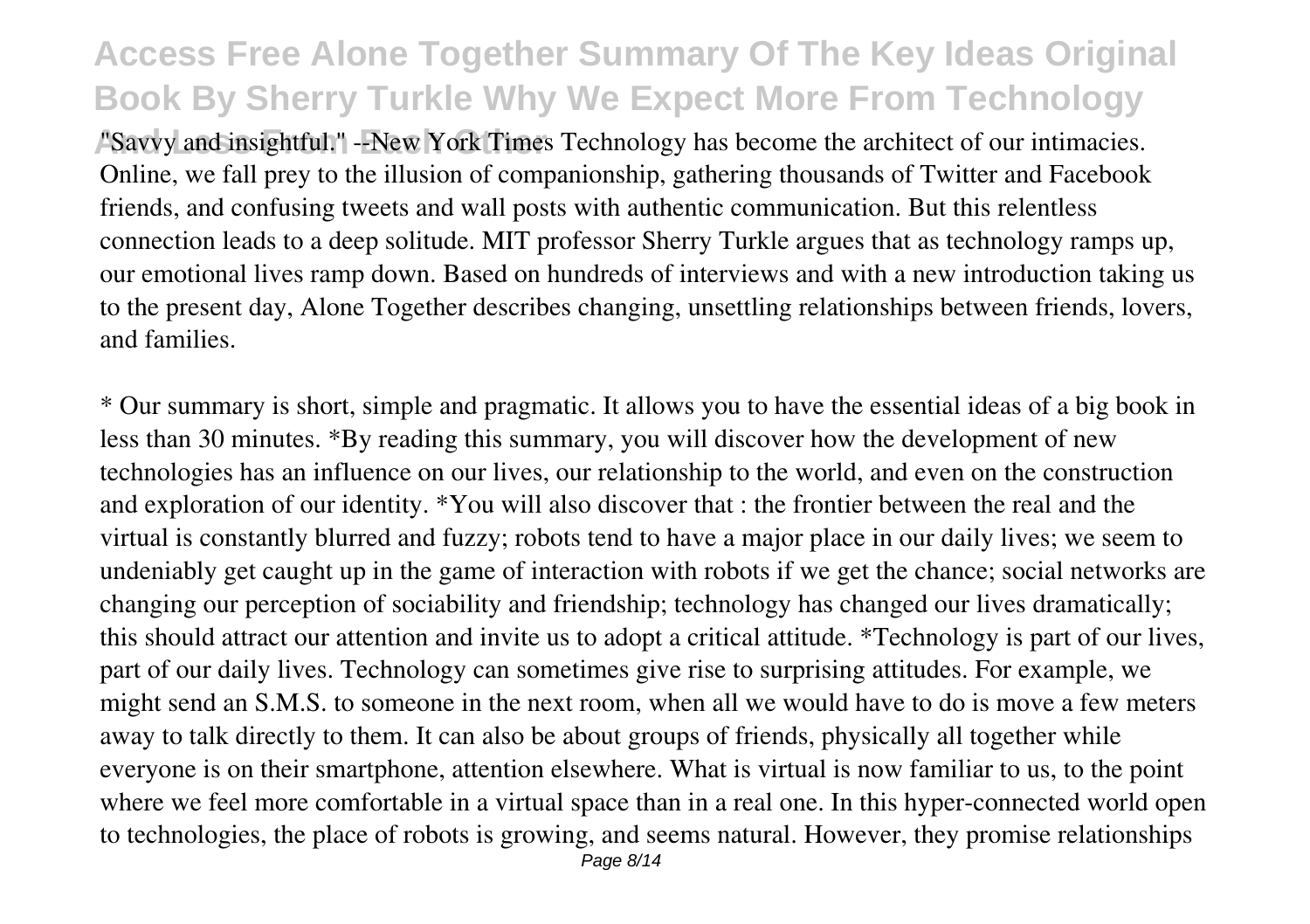"Savvy and insightful." --New York Times Technology has become the architect of our intimacies. Online, we fall prey to the illusion of companionship, gathering thousands of Twitter and Facebook friends, and confusing tweets and wall posts with authentic communication. But this relentless connection leads to a deep solitude. MIT professor Sherry Turkle argues that as technology ramps up, our emotional lives ramp down. Based on hundreds of interviews and with a new introduction taking us to the present day, Alone Together describes changing, unsettling relationships between friends, lovers, and families.

* Our summary is short, simple and pragmatic. It allows you to have the essential ideas of a big book in less than 30 minutes. *By reading this summary, you will discover how the development of new technologies has an influence on our lives, our relationship to the world, and even on the construction and exploration of our identity. *You will also discover that : the frontier between the real and the virtual is constantly blurred and fuzzy; robots tend to have a major place in our daily lives; we seem to undeniably get caught up in the game of interaction with robots if we get the chance; social networks are changing our perception of sociability and friendship; technology has changed our lives dramatically; this should attract our attention and invite us to adopt a critical attitude. *Technology is part of our lives, part of our daily lives. Technology can sometimes give rise to surprising attitudes. For example, we might send an S.M.S. to someone in the next room, when all we would have to do is move a few meters away to talk directly to them. It can also be about groups of friends, physically all together while everyone is on their smartphone, attention elsewhere. What is virtual is now familiar to us, to the point where we feel more comfortable in a virtual space than in a real one. In this hyper-connected world open to technologies, the place of robots is growing, and seems natural. However, they promise relationships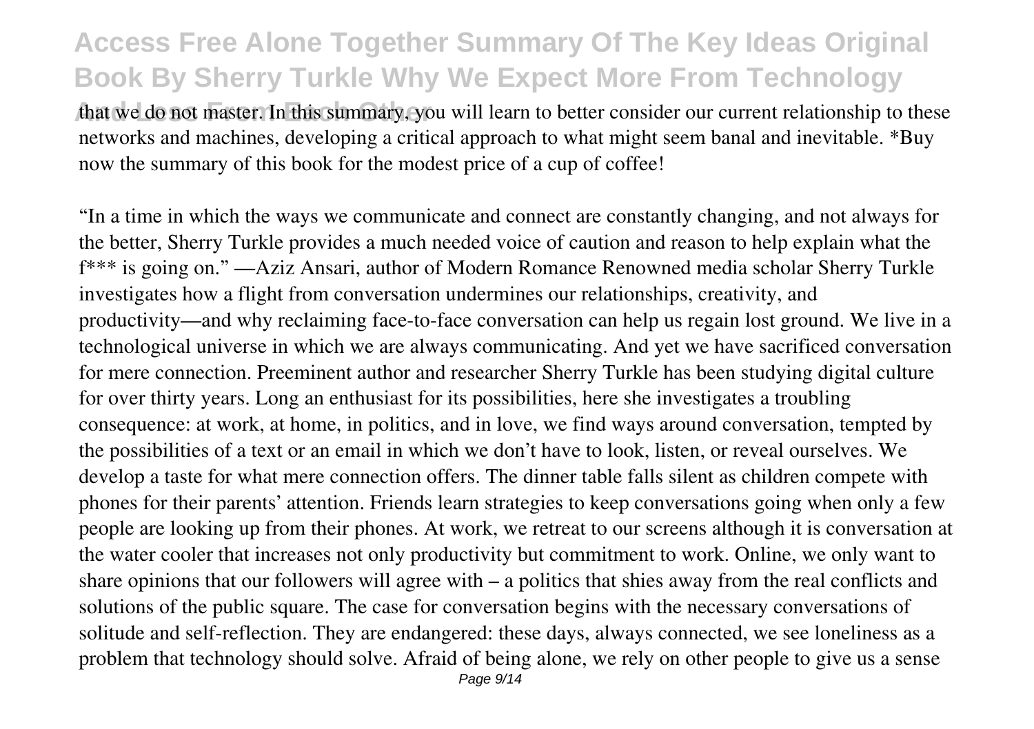that we do not master. In this summary, you will learn to better consider our current relationship to these networks and machines, developing a critical approach to what might seem banal and inevitable. *Buy now the summary of this book for the modest price of a cup of coffee!

"In a time in which the ways we communicate and connect are constantly changing, and not always for the better, Sherry Turkle provides a much needed voice of caution and reason to help explain what the f*** is going on." —Aziz Ansari, author of Modern Romance Renowned media scholar Sherry Turkle investigates how a flight from conversation undermines our relationships, creativity, and productivity—and why reclaiming face-to-face conversation can help us regain lost ground. We live in a technological universe in which we are always communicating. And yet we have sacrificed conversation for mere connection. Preeminent author and researcher Sherry Turkle has been studying digital culture for over thirty years. Long an enthusiast for its possibilities, here she investigates a troubling consequence: at work, at home, in politics, and in love, we find ways around conversation, tempted by the possibilities of a text or an email in which we don't have to look, listen, or reveal ourselves. We develop a taste for what mere connection offers. The dinner table falls silent as children compete with phones for their parents' attention. Friends learn strategies to keep conversations going when only a few people are looking up from their phones. At work, we retreat to our screens although it is conversation at the water cooler that increases not only productivity but commitment to work. Online, we only want to share opinions that our followers will agree with – a politics that shies away from the real conflicts and solutions of the public square. The case for conversation begins with the necessary conversations of solitude and self-reflection. They are endangered: these days, always connected, we see loneliness as a problem that technology should solve. Afraid of being alone, we rely on other people to give us a sense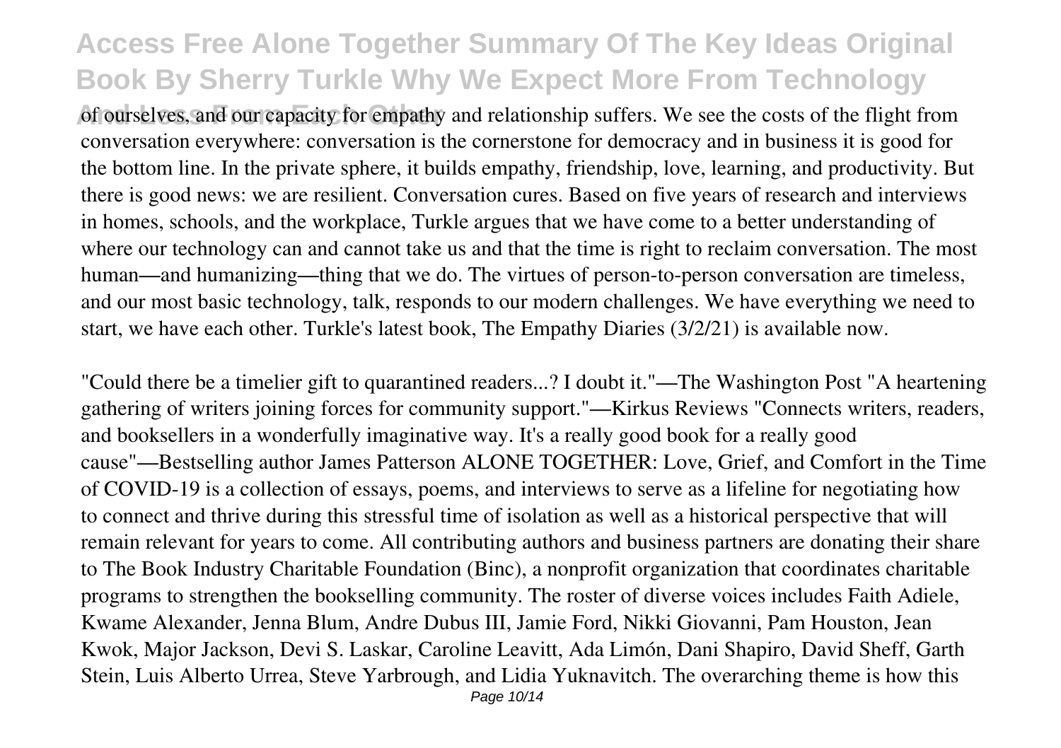of ourselves, and our capacity for empathy and relationship suffers. We see the costs of the flight from conversation everywhere: conversation is the cornerstone for democracy and in business it is good for the bottom line. In the private sphere, it builds empathy, friendship, love, learning, and productivity. But there is good news: we are resilient. Conversation cures. Based on five years of research and interviews in homes, schools, and the workplace, Turkle argues that we have come to a better understanding of where our technology can and cannot take us and that the time is right to reclaim conversation. The most human—and humanizing—thing that we do. The virtues of person-to-person conversation are timeless, and our most basic technology, talk, responds to our modern challenges. We have everything we need to start, we have each other. Turkle's latest book, The Empathy Diaries (3/2/21) is available now.

"Could there be a timelier gift to quarantined readers...? I doubt it."—The Washington Post "A heartening gathering of writers joining forces for community support."—Kirkus Reviews "Connects writers, readers, and booksellers in a wonderfully imaginative way. It's a really good book for a really good cause"—Bestselling author James Patterson ALONE TOGETHER: Love, Grief, and Comfort in the Time of COVID-19 is a collection of essays, poems, and interviews to serve as a lifeline for negotiating how to connect and thrive during this stressful time of isolation as well as a historical perspective that will remain relevant for years to come. All contributing authors and business partners are donating their share to The Book Industry Charitable Foundation (Binc), a nonprofit organization that coordinates charitable programs to strengthen the bookselling community. The roster of diverse voices includes Faith Adiele, Kwame Alexander, Jenna Blum, Andre Dubus III, Jamie Ford, Nikki Giovanni, Pam Houston, Jean Kwok, Major Jackson, Devi S. Laskar, Caroline Leavitt, Ada Limón, Dani Shapiro, David Sheff, Garth Stein, Luis Alberto Urrea, Steve Yarbrough, and Lidia Yuknavitch. The overarching theme is how this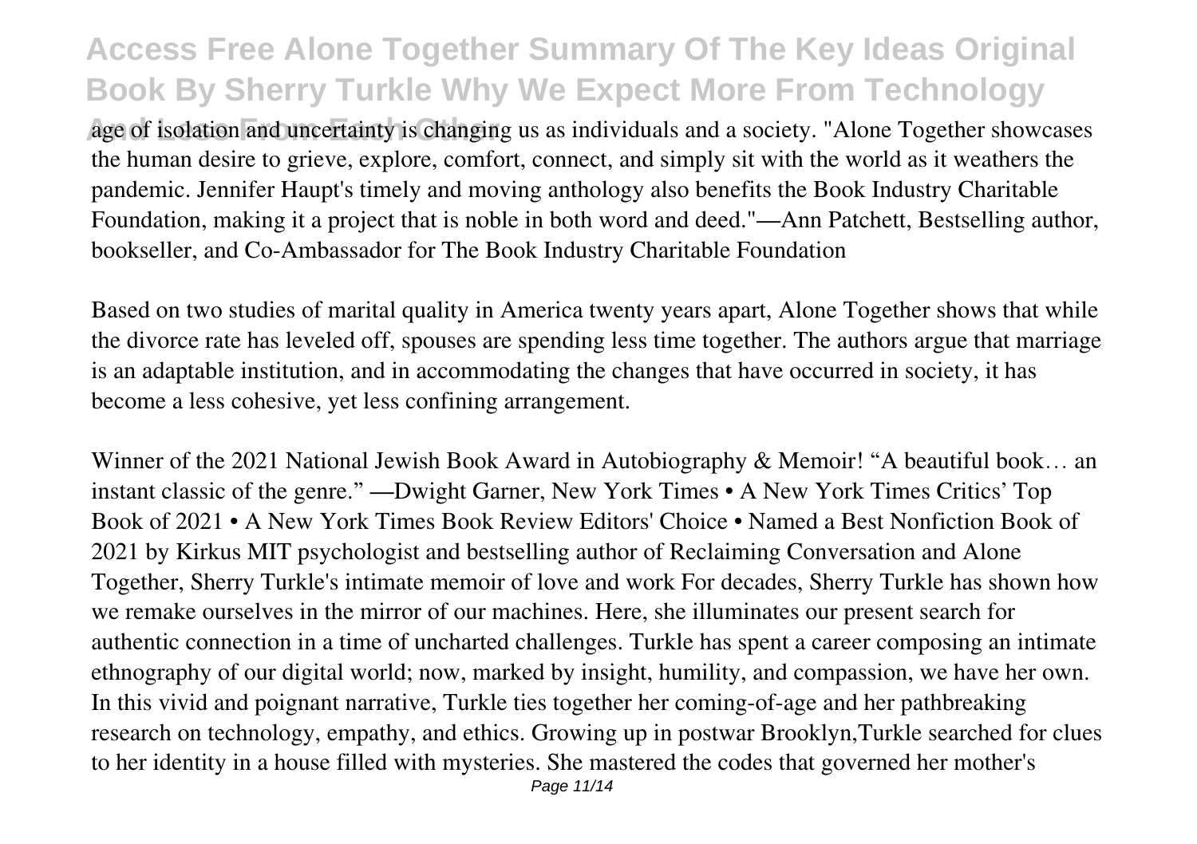age of isolation and uncertainty is changing us as individuals and a society. "Alone Together showcases the human desire to grieve, explore, comfort, connect, and simply sit with the world as it weathers the pandemic. Jennifer Haupt's timely and moving anthology also benefits the Book Industry Charitable Foundation, making it a project that is noble in both word and deed."—Ann Patchett, Bestselling author, bookseller, and Co-Ambassador for The Book Industry Charitable Foundation

Based on two studies of marital quality in America twenty years apart, Alone Together shows that while the divorce rate has leveled off, spouses are spending less time together. The authors argue that marriage is an adaptable institution, and in accommodating the changes that have occurred in society, it has become a less cohesive, yet less confining arrangement.

Winner of the 2021 National Jewish Book Award in Autobiography & Memoir! "A beautiful book… an instant classic of the genre." —Dwight Garner, New York Times • A New York Times Critics' Top Book of 2021 • A New York Times Book Review Editors' Choice • Named a Best Nonfiction Book of 2021 by Kirkus MIT psychologist and bestselling author of Reclaiming Conversation and Alone Together, Sherry Turkle's intimate memoir of love and work For decades, Sherry Turkle has shown how we remake ourselves in the mirror of our machines. Here, she illuminates our present search for authentic connection in a time of uncharted challenges. Turkle has spent a career composing an intimate ethnography of our digital world; now, marked by insight, humility, and compassion, we have her own. In this vivid and poignant narrative, Turkle ties together her coming-of-age and her pathbreaking research on technology, empathy, and ethics. Growing up in postwar Brooklyn,Turkle searched for clues to her identity in a house filled with mysteries. She mastered the codes that governed her mother's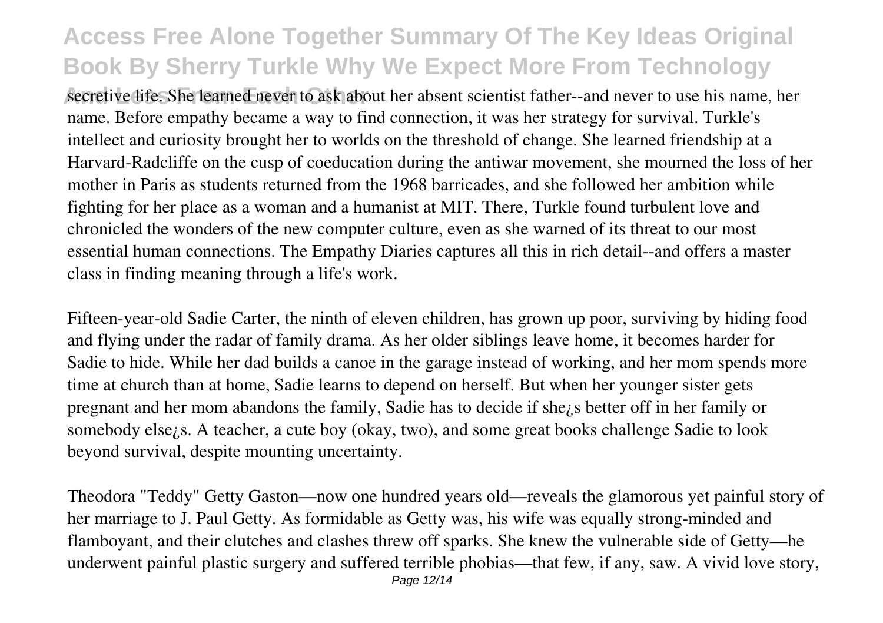secretive life. She learned never to ask about her absent scientist father--and never to use his name, her name. Before empathy became a way to find connection, it was her strategy for survival. Turkle's intellect and curiosity brought her to worlds on the threshold of change. She learned friendship at a Harvard-Radcliffe on the cusp of coeducation during the antiwar movement, she mourned the loss of her mother in Paris as students returned from the 1968 barricades, and she followed her ambition while fighting for her place as a woman and a humanist at MIT. There, Turkle found turbulent love and chronicled the wonders of the new computer culture, even as she warned of its threat to our most essential human connections. The Empathy Diaries captures all this in rich detail--and offers a master class in finding meaning through a life's work.

Fifteen-year-old Sadie Carter, the ninth of eleven children, has grown up poor, surviving by hiding food and flying under the radar of family drama. As her older siblings leave home, it becomes harder for Sadie to hide. While her dad builds a canoe in the garage instead of working, and her mom spends more time at church than at home, Sadie learns to depend on herself. But when her younger sister gets pregnant and her mom abandons the family, Sadie has to decide if she¿s better off in her family or somebody else¿s. A teacher, a cute boy (okay, two), and some great books challenge Sadie to look beyond survival, despite mounting uncertainty.

Theodora "Teddy" Getty Gaston—now one hundred years old—reveals the glamorous yet painful story of her marriage to J. Paul Getty. As formidable as Getty was, his wife was equally strong-minded and flamboyant, and their clutches and clashes threw off sparks. She knew the vulnerable side of Getty—he underwent painful plastic surgery and suffered terrible phobias—that few, if any, saw. A vivid love story,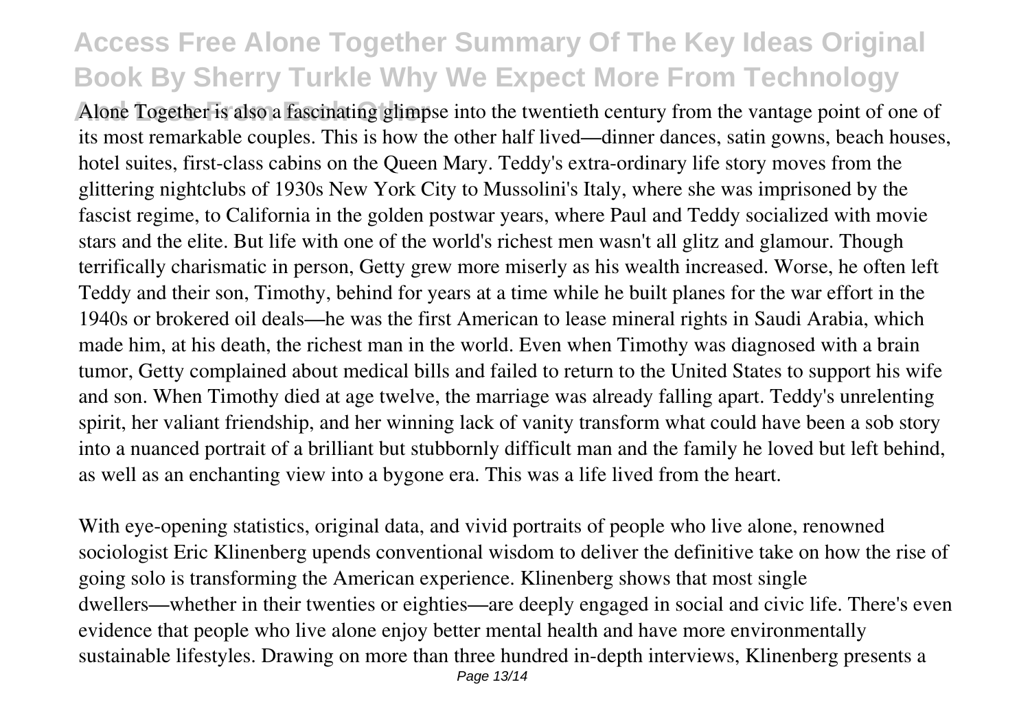Alone Together is also a fascinating glimpse into the twentieth century from the vantage point of one of its most remarkable couples. This is how the other half lived—dinner dances, satin gowns, beach houses, hotel suites, first-class cabins on the Queen Mary. Teddy's extra-ordinary life story moves from the glittering nightclubs of 1930s New York City to Mussolini's Italy, where she was imprisoned by the fascist regime, to California in the golden postwar years, where Paul and Teddy socialized with movie stars and the elite. But life with one of the world's richest men wasn't all glitz and glamour. Though terrifically charismatic in person, Getty grew more miserly as his wealth increased. Worse, he often left Teddy and their son, Timothy, behind for years at a time while he built planes for the war effort in the 1940s or brokered oil deals—he was the first American to lease mineral rights in Saudi Arabia, which made him, at his death, the richest man in the world. Even when Timothy was diagnosed with a brain tumor, Getty complained about medical bills and failed to return to the United States to support his wife and son. When Timothy died at age twelve, the marriage was already falling apart. Teddy's unrelenting spirit, her valiant friendship, and her winning lack of vanity transform what could have been a sob story into a nuanced portrait of a brilliant but stubbornly difficult man and the family he loved but left behind, as well as an enchanting view into a bygone era. This was a life lived from the heart.

With eye-opening statistics, original data, and vivid portraits of people who live alone, renowned sociologist Eric Klinenberg upends conventional wisdom to deliver the definitive take on how the rise of going solo is transforming the American experience. Klinenberg shows that most single dwellers—whether in their twenties or eighties—are deeply engaged in social and civic life. There's even evidence that people who live alone enjoy better mental health and have more environmentally sustainable lifestyles. Drawing on more than three hundred in-depth interviews, Klinenberg presents a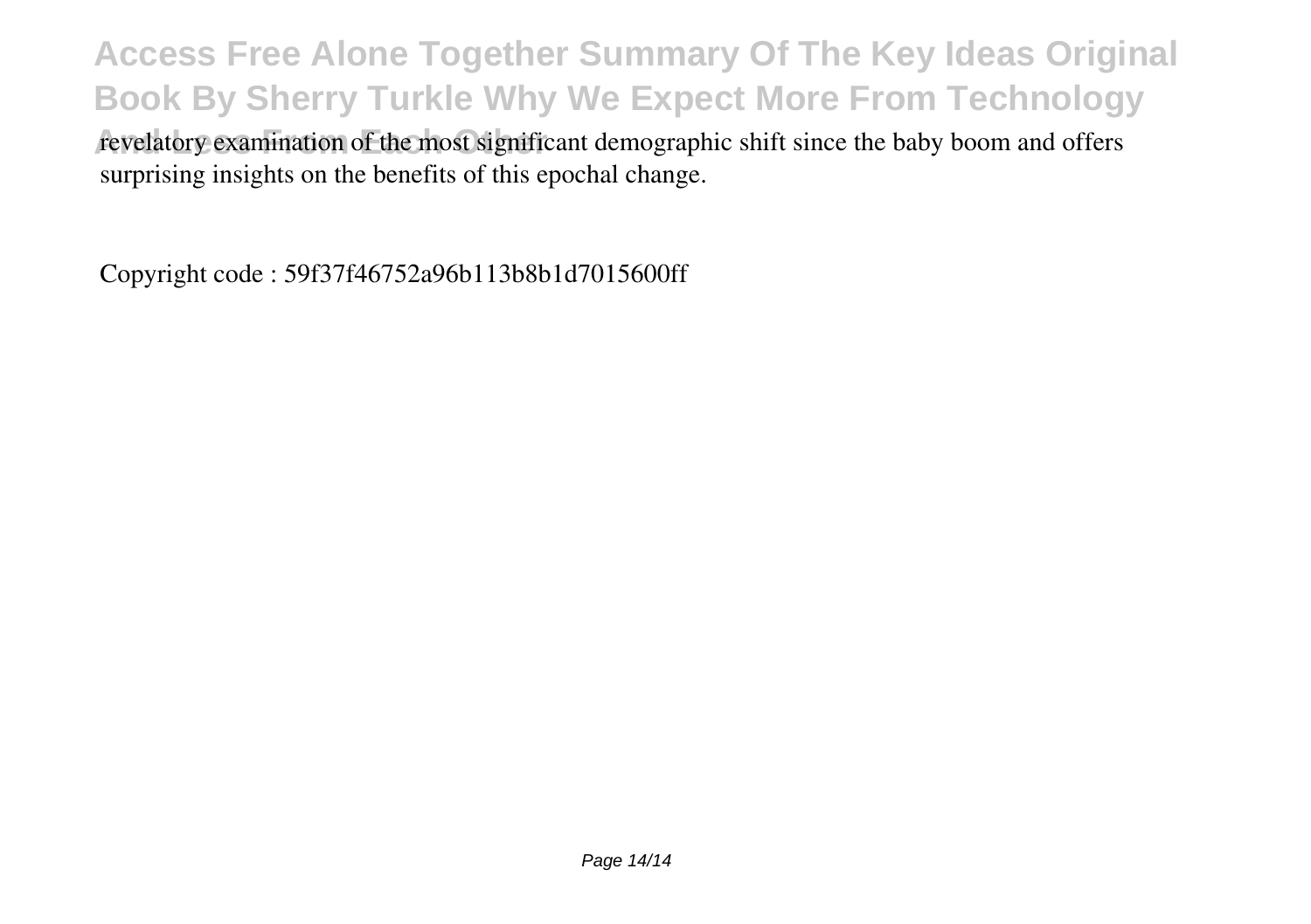revelatory examination of the most significant demographic shift since the baby boom and offers surprising insights on the benefits of this epochal change.

Copyright code : 59f37f46752a96b113b8b1d7015600ff